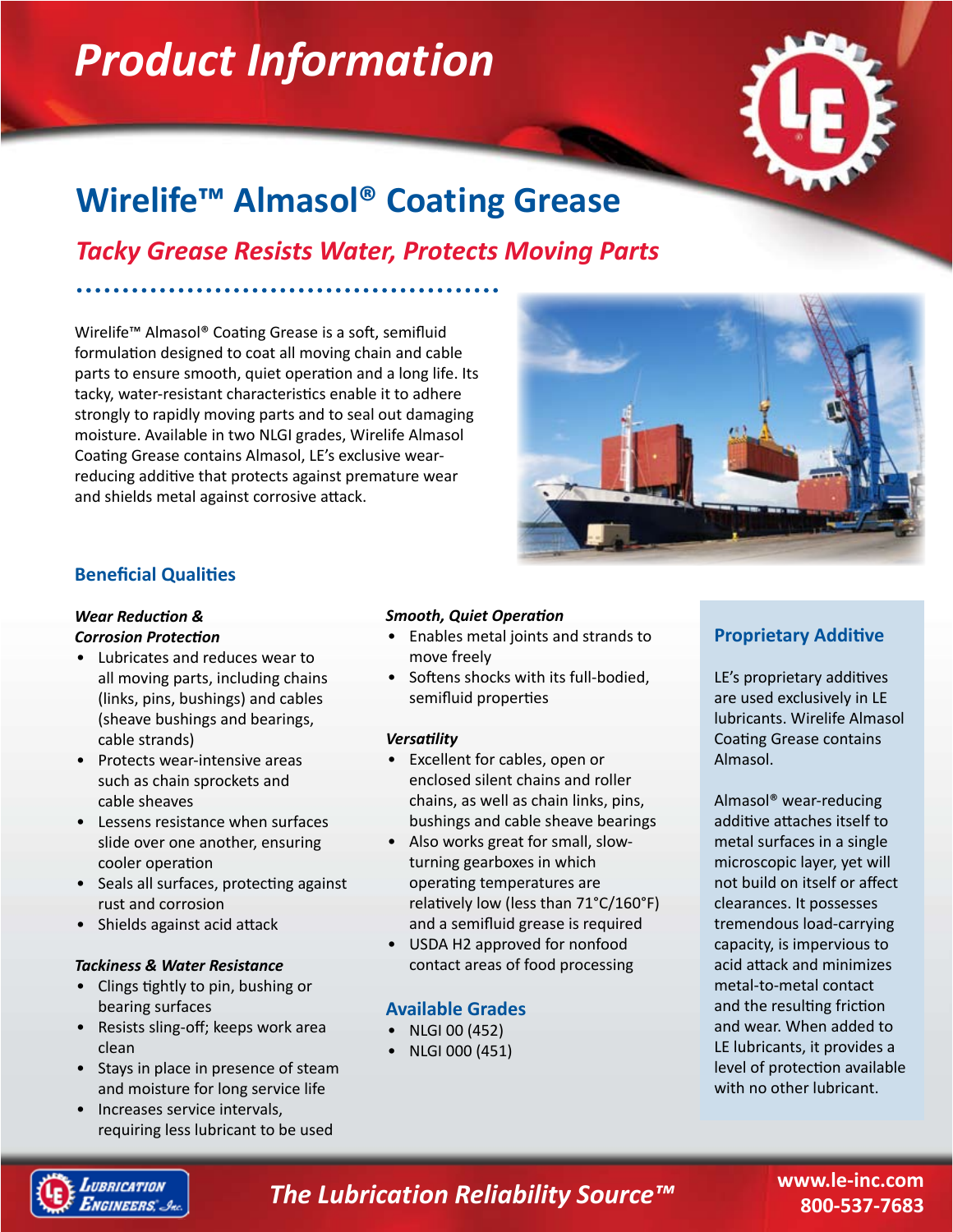# Product Information

## Wirelife™ Almasol® Coating Grease

### *Tacky Grease Resists Water, Protects Moving Parts*

Wirelife™ Almasol® Coating Grease is a soft, semifluid formulation designed to coat all moving chain and cable parts to ensure smooth, quiet operation and a long life. Its tacky, water-resistant characteristics enable it to adhere strongly to rapidly moving parts and to seal out damaging moisture. Available in two NLGI grades, Wirelife Almasol Coating Grease contains Almasol, LE's exclusive wear-reducing additive that protects against premature wear and shields metal against corrosive attack.

### Beneficial Qualities

***Wear Reduction & Corrosion Protection***

- Lubricates and reduces wear to all moving parts, including chains (links, pins, bushings) and cables (sheave bushings and bearings, cable strands)
- Protects wear-intensive areas such as chain sprockets and cable sheaves
- Lessens resistance when surfaces slide over one another, ensuring cooler operation
- Seals all surfaces, protecting against rust and corrosion
- Shields against acid attack

***Tackiness & Water Resistance***

- Clings tightly to pin, bushing or bearing surfaces
- Resists sling-off; keeps work area clean
- Stays in place in presence of steam and moisture for long service life
- Increases service intervals, requiring less lubricant to be used

***Smooth, Quiet Operation***

- Enables metal joints and strands to move freely
- Softens shocks with its full-bodied, semifluid properties

***Versatility***

- Excellent for cables, open or enclosed silent chains and roller chains, as well as chain links, pins, bushings and cable sheave bearings
- Also works great for small, slow-turning gearboxes in which operating temperatures are relatively low (less than 71°C/160°F) and a semifluid grease is required
- USDA H2 approved for nonfood contact areas of food processing

### Available Grades

- NLGI 00 (452)
- NLGI 000 (451)

### Proprietary Additive

LE's proprietary additives are used exclusively in LE lubricants. Wirelife Almasol Coating Grease contains Almasol.

Almasol® wear-reducing additive attaches itself to metal surfaces in a single microscopic layer, yet will not build on itself or affect clearances. It possesses tremendous load-carrying capacity, is impervious to acid attack and minimizes metal-to-metal contact and the resulting friction and wear. When added to LE lubricants, it provides a level of protection available with no other lubricant.

Lubrication Engineers, Inc.

*The Lubrication Reliability Source™*

www.le-inc.com
800-537-7683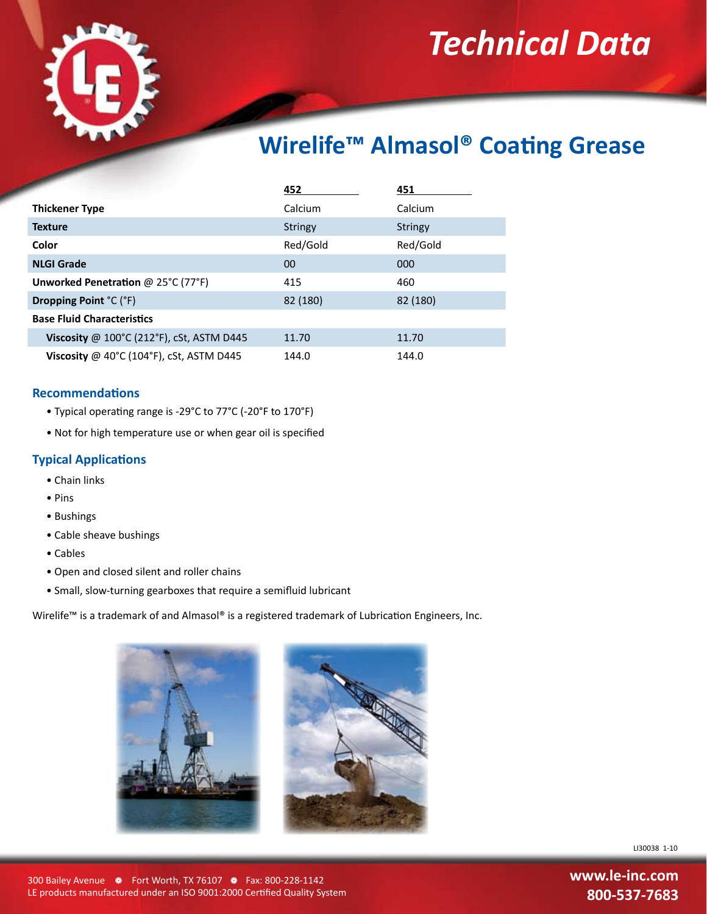# Technical Data

## Wirelife™ Almasol® Coating Grease

| | 452 | 451 |
|---|---|---|
| **Thickener Type** | Calcium | Calcium |
| **Texture** | Stringy | Stringy |
| **Color** | Red/Gold | Red/Gold |
| **NLGI Grade** | 00 | 000 |
| **Unworked Penetration** @ 25°C (77°F) | 415 | 460 |
| **Dropping Point** °C (°F) | 82 (180) | 82 (180) |
| **Base Fluid Characteristics** | | |
| **Viscosity** @ 100°C (212°F), cSt, ASTM D445 | 11.70 | 11.70 |
| **Viscosity** @ 40°C (104°F), cSt, ASTM D445 | 144.0 | 144.0 |

### Recommendations

- Typical operating range is -29°C to 77°C (-20°F to 170°F)
- Not for high temperature use or when gear oil is specified

### Typical Applications

- Chain links
- Pins
- Bushings
- Cable sheave bushings
- Cables
- Open and closed silent and roller chains
- Small, slow-turning gearboxes that require a semifluid lubricant

Wirelife™ is a trademark of and Almasol® is a registered trademark of Lubrication Engineers, Inc.

LI30038 1-10

300 Bailey Avenue • Fort Worth, TX 76107 • Fax: 800-228-1142
LE products manufactured under an ISO 9001:2000 Certified Quality System

www.le-inc.com
800-537-7683